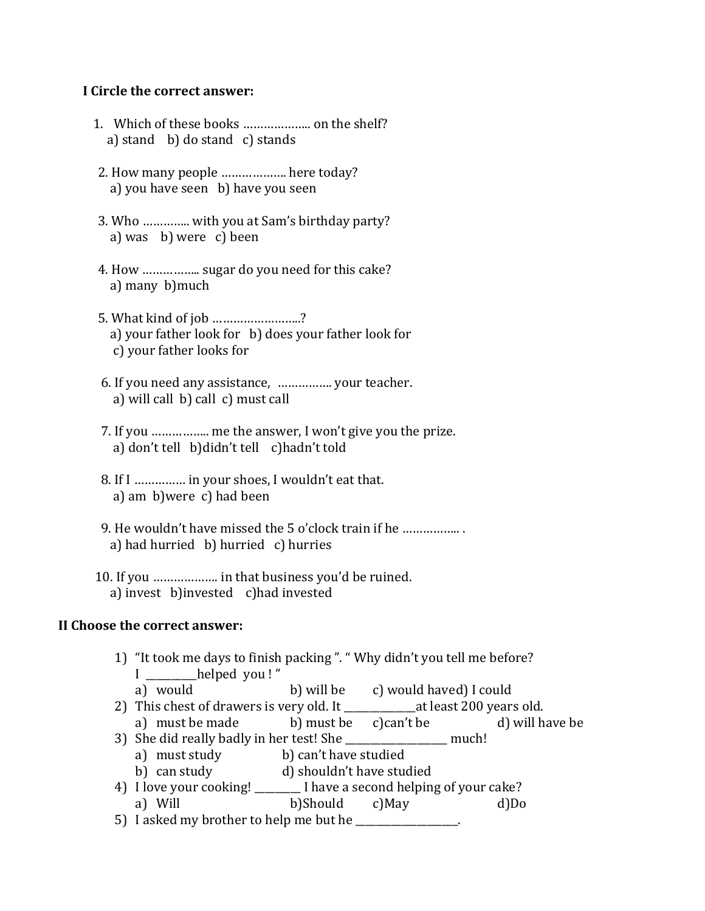**I Circle the correct answer:**

1. Which of these books ……………….. on the shelf?
   a) stand  b) do stand  c) stands

2. How many people ………………. here today?
   a) you have seen  b) have you seen

3. Who ………….. with you at Sam's birthday party?
   a) was  b) were  c) been

4. How …………….. sugar do you need for this cake?
   a) many  b)much

5. What kind of job ……………………..?
   a) your father look for  b) does your father look for
   c) your father looks for

6. If you need any assistance, ……………. your teacher.
   a) will call  b) call  c) must call

7. If you …………….. me the answer, I won't give you the prize.
   a) don't tell  b)didn't tell  c)hadn't told

8. If I …………… in your shoes, I wouldn't eat that.
   a) am  b)were  c) had been

9. He wouldn't have missed the 5 o'clock train if he …………….. .
   a) had hurried  b) hurried  c) hurries

10. If you ……………… in that business you'd be ruined.
    a) invest  b)invested  c)had invested

**II Choose the correct answer:**

1) "It took me days to finish packing ". " Why didn't you tell me before? I __________helped you ! "
   a) would  b) will be  c) would haved) I could
2) This chest of drawers is very old. It ______________at least 200 years old.
   a) must be made  b) must be  c)can't be  d) will have be
3) She did really badly in her test! She ____________________ much!
   a) must study  b) can't have studied
   b) can study  d) shouldn't have studied
4) I love your cooking! _________ I have a second helping of your cake?
   a) Will  b)Should  c)May  d)Do
5) I asked my brother to help me but he ____________________.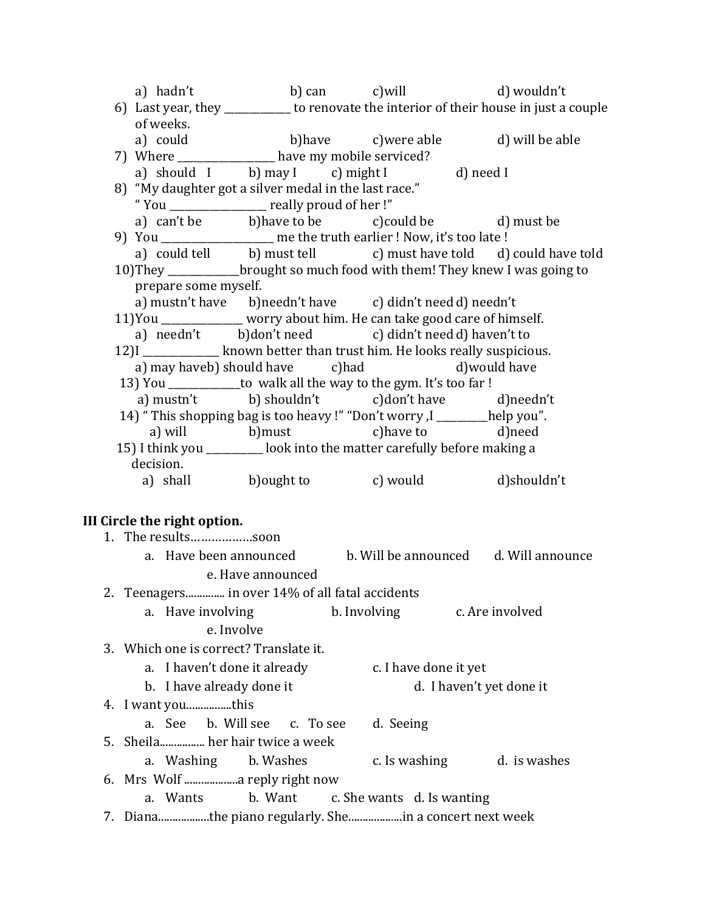a) hadn't b) can c) will d) wouldn't

6) Last year, they ____________ to renovate the interior of their house in just a couple of weeks.
   a) could b) have c) were able d) will be able
7) Where ________________ have my mobile serviced?
   a) should I b) may I c) might I d) need I
8) "My daughter got a silver medal in the last race."
   " You ________________ really proud of her !"
   a) can't be b) have to be c) could be d) must be
9) You ___________________ me the truth earlier ! Now, it's too late !
   a) could tell b) must tell c) must have told d) could have told
10) They ____________ brought so much food with them! They knew I was going to prepare some myself.
   a) mustn't have b) needn't have c) didn't need d) needn't
11) You ______________ worry about him. He can take good care of himself.
   a) needn't b) don't need c) didn't need d) haven't to
12) I ____________ known better than trust him. He looks really suspicious.
   a) may have b) should have c) had d) would have
13) You ____________ to walk all the way to the gym. It's too far !
   a) mustn't b) shouldn't c) don't have d) needn't
14) " This shopping bag is too heavy !" "Don't worry ,I _________ help you".
   a) will b) must c) have to d) need
15) I think you __________ look into the matter carefully before making a decision.
   a) shall b) ought to c) would d) shouldn't

## III Circle the right option.

1. The results……………..soon
   a. Have been announced b. Will be announced d. Will announce e. Have announced
2. Teenagers............. in over 14% of all fatal accidents
   a. Have involving b. Involving c. Are involved e. Involve
3. Which one is correct? Translate it.
   a. I haven't done it already c. I have done it yet
   b. I have already done it d. I haven't yet done it
4. I want you................this
   a. See b. Will see c. To see d. Seeing
5. Sheila................ her hair twice a week
   a. Washing b. Washes c. Is washing d. is washes
6. Mrs Wolf ..................a reply right now
   a. Wants b. Want c. She wants d. Is wanting
7. Diana.................the piano regularly. She..................in a concert next week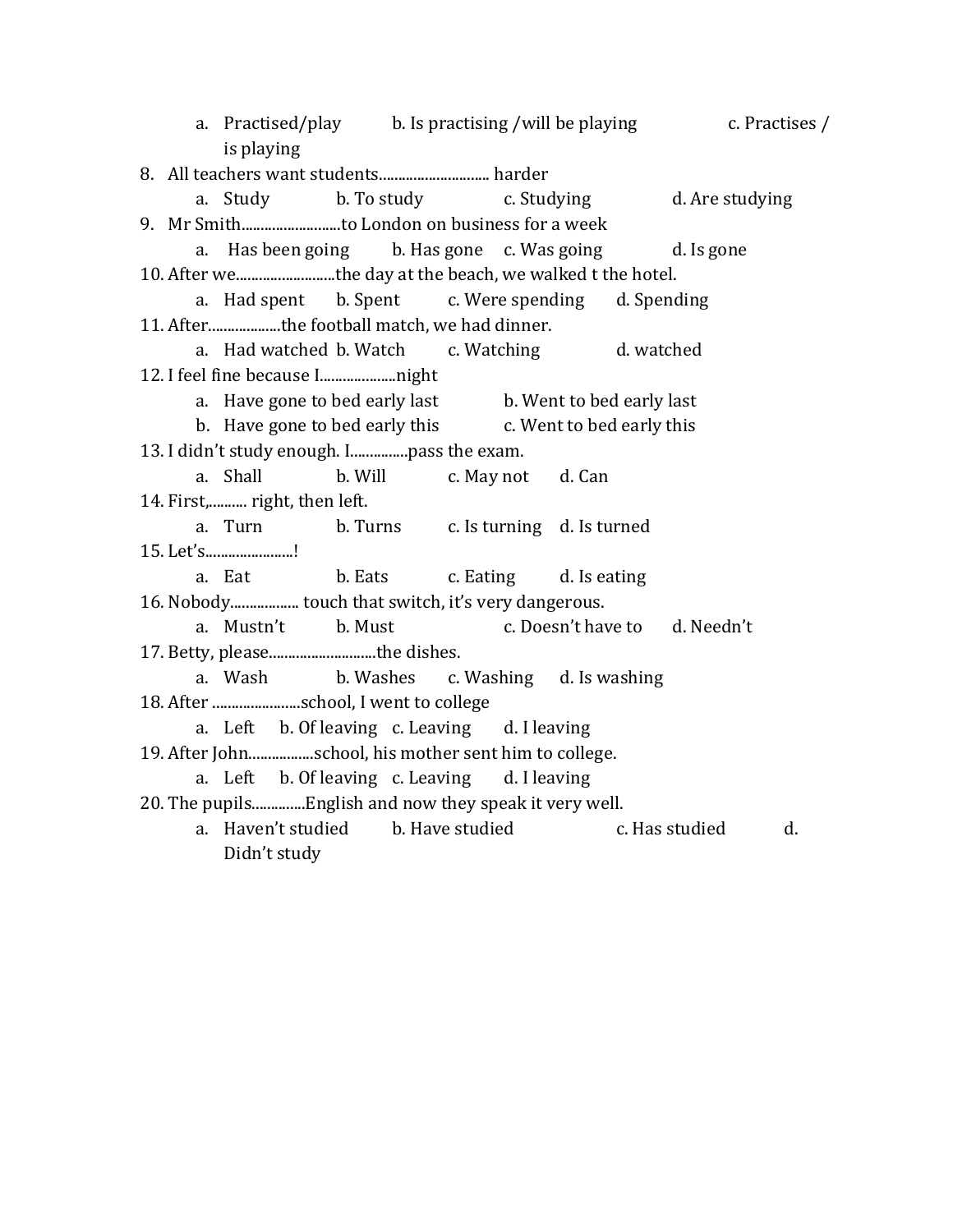a. Practised/play   b. Is practising /will be playing   c. Practises / is playing

8. All teachers want students………………………. harder
   a. Study   b. To study   c. Studying   d. Are studying
9. Mr Smith……………………..to London on business for a week
   a. Has been going   b. Has gone   c. Was going   d. Is gone
10. After we……………………..the day at the beach, we walked t the hotel.
    a. Had spent   b. Spent   c. Were spending   d. Spending
11. After……………….the football match, we had dinner.
    a. Had watched   b. Watch   c. Watching   d. watched
12. I feel fine because I………………..night
    a. Have gone to bed early last   b. Went to bed early last
    b. Have gone to bed early this   c. Went to bed early this
13. I didn't study enough. I……………pass the exam.
    a. Shall   b. Will   c. May not   d. Can
14. First,………. right, then left.
    a. Turn   b. Turns   c. Is turning   d. Is turned
15. Let's…………………..!
    a. Eat   b. Eats   c. Eating   d. Is eating
16. Nobody……………… touch that switch, it's very dangerous.
    a. Mustn't   b. Must   c. Doesn't have to   d. Needn't
17. Betty, please……………………….the dishes.
    a. Wash   b. Washes   c. Washing   d. Is washing
18. After …………………..school, I went to college
    a. Left   b. Of leaving   c. Leaving   d. I leaving
19. After John……………..school, his mother sent him to college.
    a. Left   b. Of leaving   c. Leaving   d. I leaving
20. The pupils…………..English and now they speak it very well.
    a. Haven't studied   b. Have studied   c. Has studied   d. Didn't study